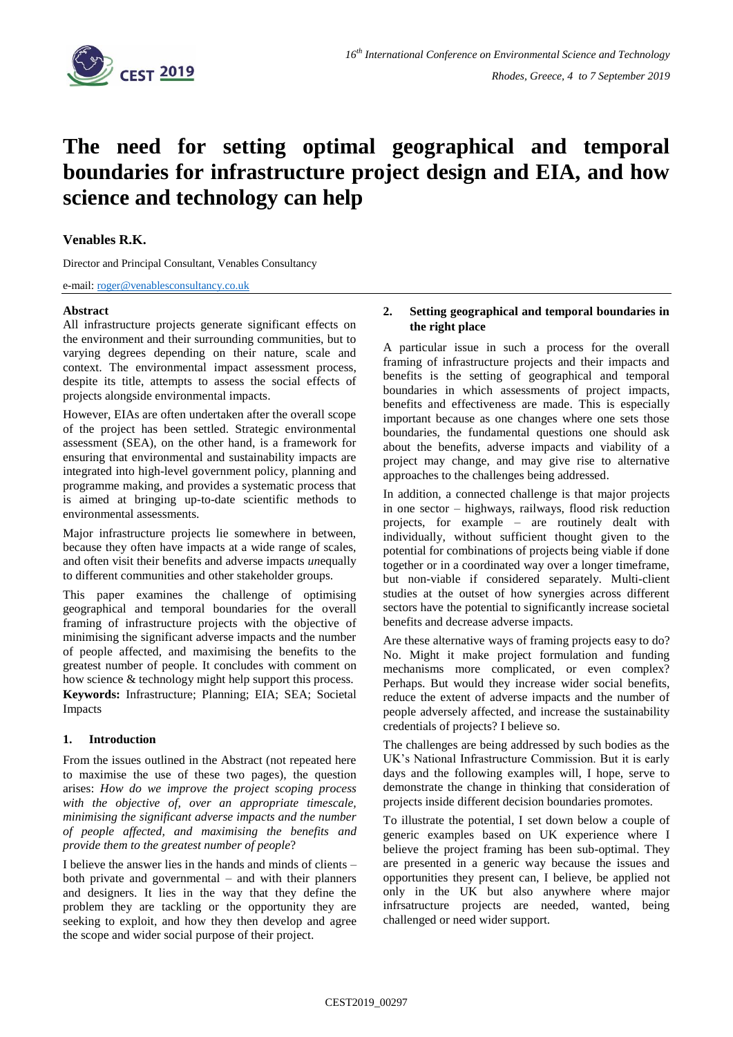# The need for setting optimal geographical and temporal boundaries for infrastructure project design and EIA, and how science and technology can help

**Venables R.K.**

Director and Principal Consultant, Venables Consultancy

e-mail: roger@venablesconsultancy.co.uk

## Abstract

All infrastructure projects generate significant effects on the environment and their surrounding communities, but to varying degrees depending on their nature, scale and context. The environmental impact assessment process, despite its title, attempts to assess the social effects of projects alongside environmental impacts.

However, EIAs are often undertaken after the overall scope of the project has been settled. Strategic environmental assessment (SEA), on the other hand, is a framework for ensuring that environmental and sustainability impacts are integrated into high-level government policy, planning and programme making, and provides a systematic process that is aimed at bringing up-to-date scientific methods to environmental assessments.

Major infrastructure projects lie somewhere in between, because they often have impacts at a wide range of scales, and often visit their benefits and adverse impacts *un*equally to different communities and other stakeholder groups.

This paper examines the challenge of optimising geographical and temporal boundaries for the overall framing of infrastructure projects with the objective of minimising the significant adverse impacts and the number of people affected, and maximising the benefits to the greatest number of people. It concludes with comment on how science & technology might help support this process.

**Keywords:** Infrastructure; Planning; EIA; SEA; Societal Impacts

## 1. Introduction

From the issues outlined in the Abstract (not repeated here to maximise the use of these two pages), the question arises: *How do we improve the project scoping process with the objective of, over an appropriate timescale, minimising the significant adverse impacts and the number of people affected, and maximising the benefits and provide them to the greatest number of people*?

I believe the answer lies in the hands and minds of clients – both private and governmental – and with their planners and designers. It lies in the way that they define the problem they are tackling or the opportunity they are seeking to exploit, and how they then develop and agree the scope and wider social purpose of their project.

## 2. Setting geographical and temporal boundaries in the right place

A particular issue in such a process for the overall framing of infrastructure projects and their impacts and benefits is the setting of geographical and temporal boundaries in which assessments of project impacts, benefits and effectiveness are made. This is especially important because as one changes where one sets those boundaries, the fundamental questions one should ask about the benefits, adverse impacts and viability of a project may change, and may give rise to alternative approaches to the challenges being addressed.

In addition, a connected challenge is that major projects in one sector – highways, railways, flood risk reduction projects, for example – are routinely dealt with individually, without sufficient thought given to the potential for combinations of projects being viable if done together or in a coordinated way over a longer timeframe, but non-viable if considered separately. Multi-client studies at the outset of how synergies across different sectors have the potential to significantly increase societal benefits and decrease adverse impacts.

Are these alternative ways of framing projects easy to do? No. Might it make project formulation and funding mechanisms more complicated, or even complex? Perhaps. But would they increase wider social benefits, reduce the extent of adverse impacts and the number of people adversely affected, and increase the sustainability credentials of projects? I believe so.

The challenges are being addressed by such bodies as the UK's National Infrastructure Commission. But it is early days and the following examples will, I hope, serve to demonstrate the change in thinking that consideration of projects inside different decision boundaries promotes.

To illustrate the potential, I set down below a couple of generic examples based on UK experience where I believe the project framing has been sub-optimal. They are presented in a generic way because the issues and opportunities they present can, I believe, be applied not only in the UK but also anywhere where major infrsatructure projects are needed, wanted, being challenged or need wider support.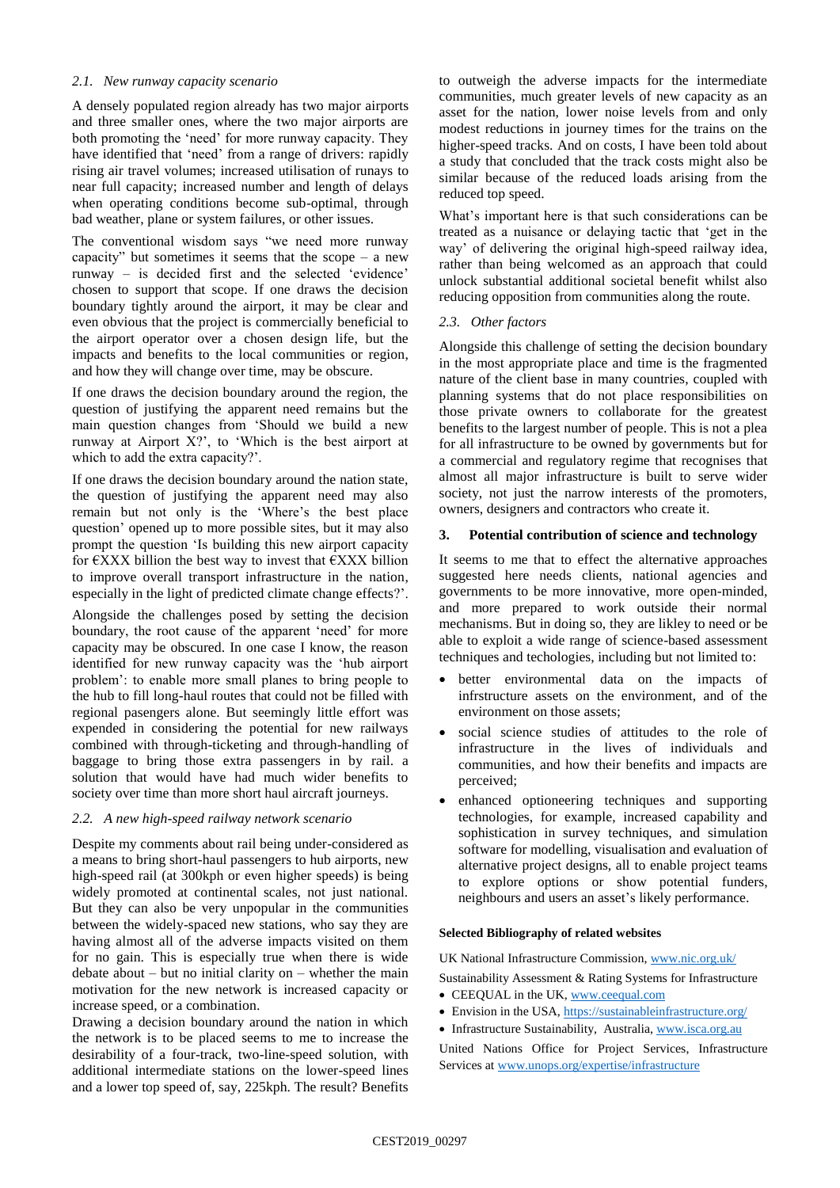### 2.1. New runway capacity scenario

A densely populated region already has two major airports and three smaller ones, where the two major airports are both promoting the 'need' for more runway capacity. They have identified that 'need' from a range of drivers: rapidly rising air travel volumes; increased utilisation of runays to near full capacity; increased number and length of delays when operating conditions become sub-optimal, through bad weather, plane or system failures, or other issues.

The conventional wisdom says "we need more runway capacity" but sometimes it seems that the scope – a new runway – is decided first and the selected 'evidence' chosen to support that scope. If one draws the decision boundary tightly around the airport, it may be clear and even obvious that the project is commercially beneficial to the airport operator over a chosen design life, but the impacts and benefits to the local communities or region, and how they will change over time, may be obscure.

If one draws the decision boundary around the region, the question of justifying the apparent need remains but the main question changes from 'Should we build a new runway at Airport X?', to 'Which is the best airport at which to add the extra capacity?'.

If one draws the decision boundary around the nation state, the question of justifying the apparent need may also remain but not only is the 'Where's the best place question' opened up to more possible sites, but it may also prompt the question 'Is building this new airport capacity for €XXX billion the best way to invest that €XXX billion to improve overall transport infrastructure in the nation, especially in the light of predicted climate change effects?'.

Alongside the challenges posed by setting the decision boundary, the root cause of the apparent 'need' for more capacity may be obscured. In one case I know, the reason identified for new runway capacity was the 'hub airport problem': to enable more small planes to bring people to the hub to fill long-haul routes that could not be filled with regional pasengers alone. But seemingly little effort was expended in considering the potential for new railways combined with through-ticketing and through-handling of baggage to bring those extra passengers in by rail. a solution that would have had much wider benefits to society over time than more short haul aircraft journeys.

### 2.2. A new high-speed railway network scenario

Despite my comments about rail being under-considered as a means to bring short-haul passengers to hub airports, new high-speed rail (at 300kph or even higher speeds) is being widely promoted at continental scales, not just national. But they can also be very unpopular in the communities between the widely-spaced new stations, who say they are having almost all of the adverse impacts visited on them for no gain. This is especially true when there is wide debate about – but no initial clarity on – whether the main motivation for the new network is increased capacity or increase speed, or a combination.

Drawing a decision boundary around the nation in which the network is to be placed seems to me to increase the desirability of a four-track, two-line-speed solution, with additional intermediate stations on the lower-speed lines and a lower top speed of, say, 225kph. The result? Benefits to outweigh the adverse impacts for the intermediate communities, much greater levels of new capacity as an asset for the nation, lower noise levels from and only modest reductions in journey times for the trains on the higher-speed tracks. And on costs, I have been told about a study that concluded that the track costs might also be similar because of the reduced loads arising from the reduced top speed.

What's important here is that such considerations can be treated as a nuisance or delaying tactic that 'get in the way' of delivering the original high-speed railway idea, rather than being welcomed as an approach that could unlock substantial additional societal benefit whilst also reducing opposition from communities along the route.

### 2.3. Other factors

Alongside this challenge of setting the decision boundary in the most appropriate place and time is the fragmented nature of the client base in many countries, coupled with planning systems that do not place responsibilities on those private owners to collaborate for the greatest benefits to the largest number of people. This is not a plea for all infrastructure to be owned by governments but for a commercial and regulatory regime that recognises that almost all major infrastructure is built to serve wider society, not just the narrow interests of the promoters, owners, designers and contractors who create it.

## 3. Potential contribution of science and technology

It seems to me that to effect the alternative approaches suggested here needs clients, national agencies and governments to be more innovative, more open-minded, and more prepared to work outside their normal mechanisms. But in doing so, they are likley to need or be able to exploit a wide range of science-based assessment techniques and techologies, including but not limited to:

- better environmental data on the impacts of infrstructure assets on the environment, and of the environment on those assets;
- social science studies of attitudes to the role of infrastructure in the lives of individuals and communities, and how their benefits and impacts are perceived;
- enhanced optioneering techniques and supporting technologies, for example, increased capability and sophistication in survey techniques, and simulation software for modelling, visualisation and evaluation of alternative project designs, all to enable project teams to explore options or show potential funders, neighbours and users an asset's likely performance.

**Selected Bibliography of related websites**

UK National Infrastructure Commission, www.nic.org.uk/

Sustainability Assessment & Rating Systems for Infrastructure

- CEEQUAL in the UK, www.ceequal.com
- Envision in the USA, https://sustainableinfrastructure.org/
- Infrastructure Sustainability, Australia, www.isca.org.au

United Nations Office for Project Services, Infrastructure Services at www.unops.org/expertise/infrastructure